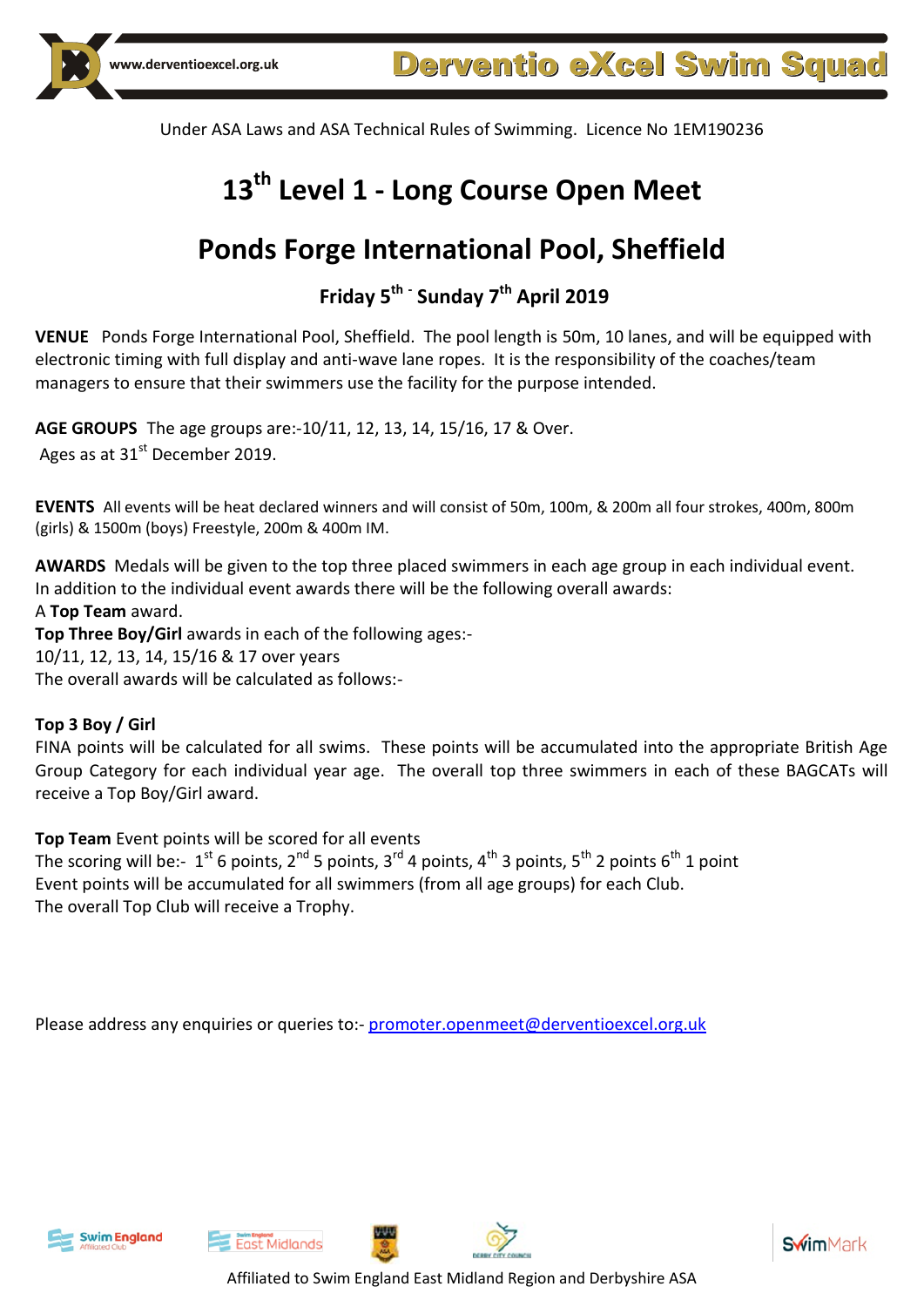www.derventioexcel.org.uk

**Derventio eXcel Swim Squad**

Under ASA Laws and ASA Technical Rules of Swimming. Licence No 1EM190236

# 13th Level 1 - Long Course Open Meet

# Ponds Forge International Pool, Sheffield

## Friday 5th - Sunday 7th April 2019

**VENUE** Ponds Forge International Pool, Sheffield. The pool length is 50m, 10 lanes, and will be equipped with electronic timing with full display and anti-wave lane ropes. It is the responsibility of the coaches/team managers to ensure that their swimmers use the facility for the purpose intended.

**AGE GROUPS** The age groups are:-10/11, 12, 13, 14, 15/16, 17 & Over.
Ages as at 31st December 2019.

**EVENTS** All events will be heat declared winners and will consist of 50m, 100m, & 200m all four strokes, 400m, 800m (girls) & 1500m (boys) Freestyle, 200m & 400m IM.

**AWARDS** Medals will be given to the top three placed swimmers in each age group in each individual event.
In addition to the individual event awards there will be the following overall awards:
A **Top Team** award.
**Top Three Boy/Girl** awards in each of the following ages:-
10/11, 12, 13, 14, 15/16 & 17 over years
The overall awards will be calculated as follows:-

**Top 3 Boy / Girl**
FINA points will be calculated for all swims. These points will be accumulated into the appropriate British Age Group Category for each individual year age. The overall top three swimmers in each of these BAGCATs will receive a Top Boy/Girl award.

**Top Team** Event points will be scored for all events
The scoring will be:- 1st 6 points, 2nd 5 points, 3rd 4 points, 4th 3 points, 5th 2 points 6th 1 point
Event points will be accumulated for all swimmers (from all age groups) for each Club.
The overall Top Club will receive a Trophy.

Please address any enquiries or queries to:- promoter.openmeet@derventioexcel.org.uk

Affiliated to Swim England East Midland Region and Derbyshire ASA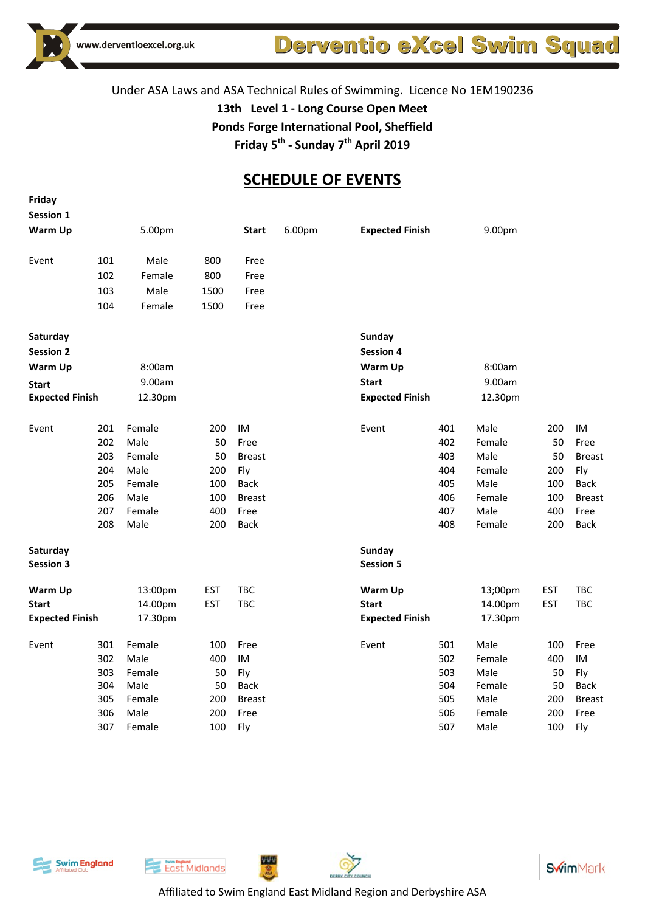www.derventioexcel.org.uk

**Derventio eXcel Swim Squad**

Under ASA Laws and ASA Technical Rules of Swimming. Licence No 1EM190236

**13th Level 1 - Long Course Open Meet**

**Ponds Forge International Pool, Sheffield**

**Friday 5th - Sunday 7th April 2019**

## SCHEDULE OF EVENTS

**Friday**
**Session 1**

**Warm Up** 5.00pm **Start** 6.00pm **Expected Finish** 9.00pm

| Event | | | |
|---|---|---|---|
| 101 | Male | 800 | Free |
| 102 | Female | 800 | Free |
| 103 | Male | 1500 | Free |
| 104 | Female | 1500 | Free |

**Saturday**
**Session 2**

**Warm Up** 8:00am
**Start** 9.00am
**Expected Finish** 12.30pm

| Event | | | |
|---|---|---|---|
| 201 | Female | 200 | IM |
| 202 | Male | 50 | Free |
| 203 | Female | 50 | Breast |
| 204 | Male | 200 | Fly |
| 205 | Female | 100 | Back |
| 206 | Male | 100 | Breast |
| 207 | Female | 400 | Free |
| 208 | Male | 200 | Back |

**Saturday**
**Session 3**

**Warm Up** 13:00pm EST TBC
**Start** 14.00pm EST TBC
**Expected Finish** 17.30pm

| Event | | | |
|---|---|---|---|
| 301 | Female | 100 | Free |
| 302 | Male | 400 | IM |
| 303 | Female | 50 | Fly |
| 304 | Male | 50 | Back |
| 305 | Female | 200 | Breast |
| 306 | Male | 200 | Free |
| 307 | Female | 100 | Fly |

**Sunday**
**Session 4**

**Warm Up** 8:00am
**Start** 9.00am
**Expected Finish** 12.30pm

| Event | | | |
|---|---|---|---|
| 401 | Male | 200 | IM |
| 402 | Female | 50 | Free |
| 403 | Male | 50 | Breast |
| 404 | Female | 200 | Fly |
| 405 | Male | 100 | Back |
| 406 | Female | 100 | Breast |
| 407 | Male | 400 | Free |
| 408 | Female | 200 | Back |

**Sunday**
**Session 5**

**Warm Up** 13;00pm EST TBC
**Start** 14.00pm EST TBC
**Expected Finish** 17.30pm

| Event | | | |
|---|---|---|---|
| 501 | Male | 100 | Free |
| 502 | Female | 400 | IM |
| 503 | Male | 50 | Fly |
| 504 | Female | 50 | Back |
| 505 | Male | 200 | Breast |
| 506 | Female | 200 | Free |
| 507 | Male | 100 | Fly |

Affiliated to Swim England East Midland Region and Derbyshire ASA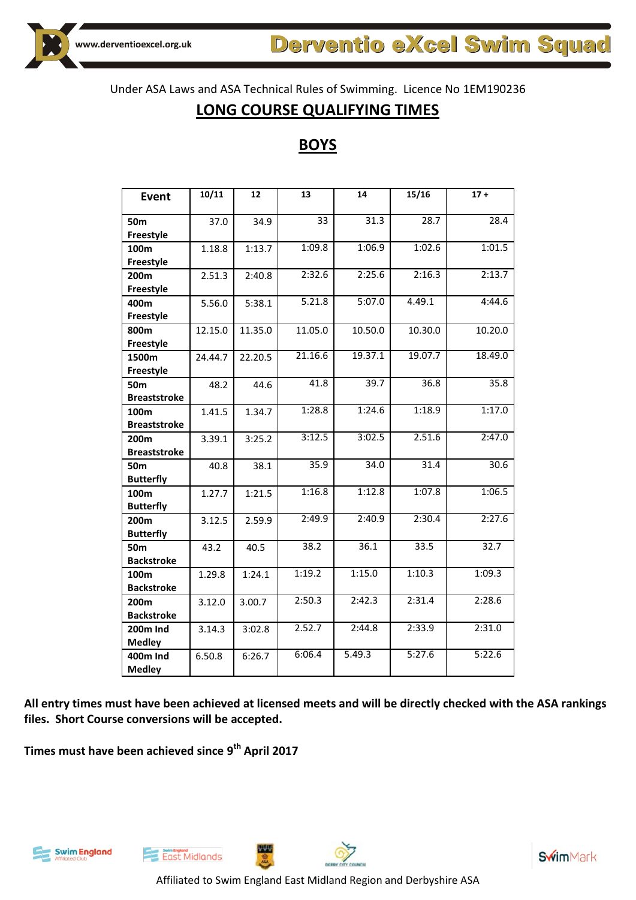Under ASA Laws and ASA Technical Rules of Swimming. Licence No 1EM190236

# LONG COURSE QUALIFYING TIMES

## BOYS

| Event | 10/11 | 12 | 13 | 14 | 15/16 | 17 + |
|---|---|---|---|---|---|---|
| 50m Freestyle | 37.0 | 34.9 | 33 | 31.3 | 28.7 | 28.4 |
| 100m Freestyle | 1.18.8 | 1:13.7 | 1:09.8 | 1:06.9 | 1:02.6 | 1:01.5 |
| 200m Freestyle | 2.51.3 | 2:40.8 | 2:32.6 | 2:25.6 | 2:16.3 | 2:13.7 |
| 400m Freestyle | 5.56.0 | 5:38.1 | 5.21.8 | 5:07.0 | 4.49.1 | 4:44.6 |
| 800m Freestyle | 12.15.0 | 11.35.0 | 11.05.0 | 10.50.0 | 10.30.0 | 10.20.0 |
| 1500m Freestyle | 24.44.7 | 22.20.5 | 21.16.6 | 19.37.1 | 19.07.7 | 18.49.0 |
| 50m Breaststroke | 48.2 | 44.6 | 41.8 | 39.7 | 36.8 | 35.8 |
| 100m Breaststroke | 1.41.5 | 1.34.7 | 1:28.8 | 1:24.6 | 1:18.9 | 1:17.0 |
| 200m Breaststroke | 3.39.1 | 3:25.2 | 3:12.5 | 3:02.5 | 2.51.6 | 2:47.0 |
| 50m Butterfly | 40.8 | 38.1 | 35.9 | 34.0 | 31.4 | 30.6 |
| 100m Butterfly | 1.27.7 | 1:21.5 | 1:16.8 | 1:12.8 | 1:07.8 | 1:06.5 |
| 200m Butterfly | 3.12.5 | 2.59.9 | 2:49.9 | 2:40.9 | 2:30.4 | 2:27.6 |
| 50m Backstroke | 43.2 | 40.5 | 38.2 | 36.1 | 33.5 | 32.7 |
| 100m Backstroke | 1.29.8 | 1:24.1 | 1:19.2 | 1:15.0 | 1:10.3 | 1:09.3 |
| 200m Backstroke | 3.12.0 | 3.00.7 | 2:50.3 | 2:42.3 | 2:31.4 | 2:28.6 |
| 200m Ind Medley | 3.14.3 | 3:02.8 | 2.52.7 | 2:44.8 | 2:33.9 | 2:31.0 |
| 400m Ind Medley | 6.50.8 | 6:26.7 | 6:06.4 | 5.49.3 | 5:27.6 | 5:22.6 |

**All entry times must have been achieved at licensed meets and will be directly checked with the ASA rankings files. Short Course conversions will be accepted.**

**Times must have been achieved since 9th April 2017**

Affiliated to Swim England East Midland Region and Derbyshire ASA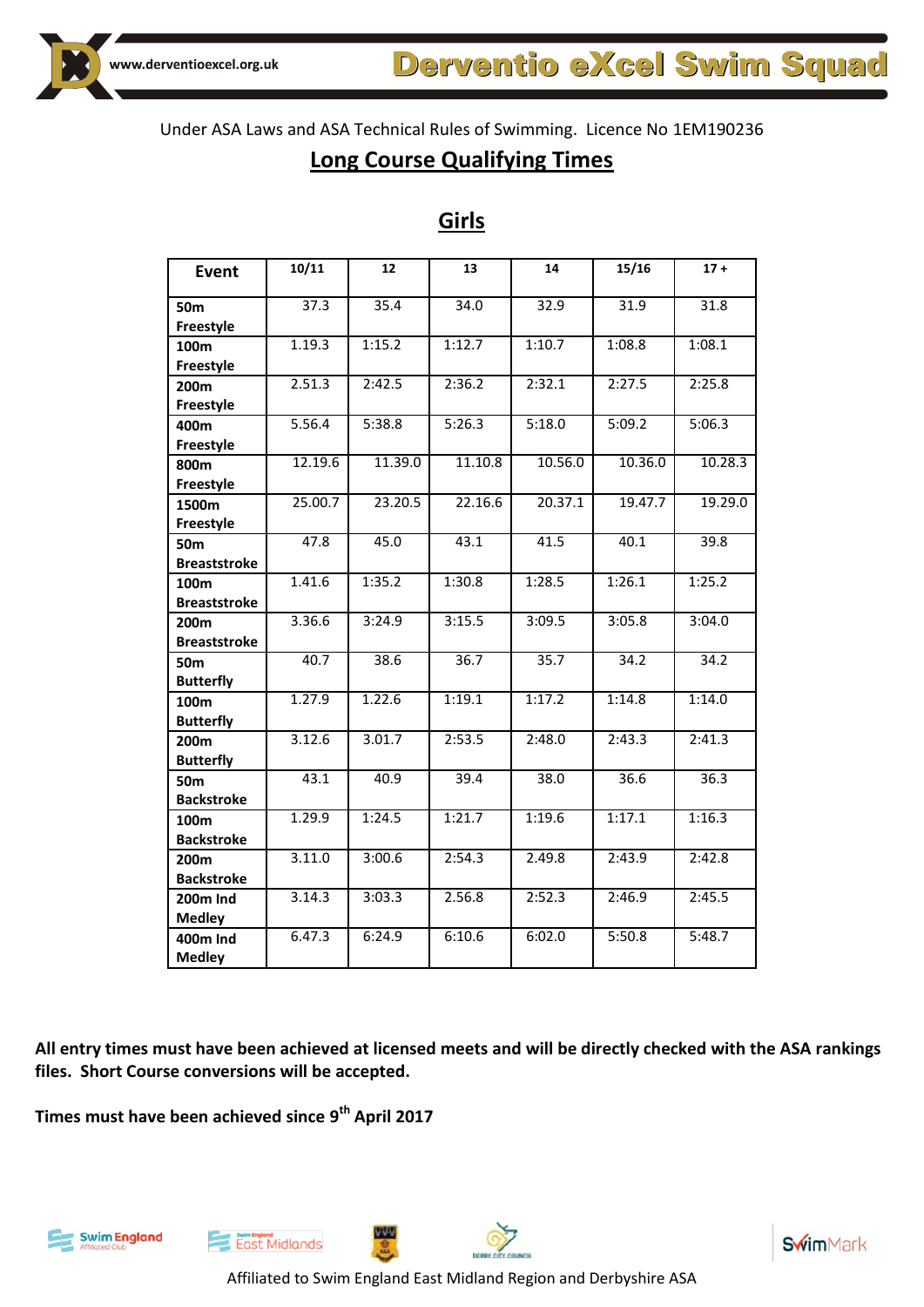Under ASA Laws and ASA Technical Rules of Swimming. Licence No 1EM190236

## Long Course Qualifying Times

## Girls

| Event | 10/11 | 12 | 13 | 14 | 15/16 | 17 + |
|---|---|---|---|---|---|---|
| 50m Freestyle | 37.3 | 35.4 | 34.0 | 32.9 | 31.9 | 31.8 |
| 100m Freestyle | 1.19.3 | 1:15.2 | 1:12.7 | 1:10.7 | 1:08.8 | 1:08.1 |
| 200m Freestyle | 2.51.3 | 2:42.5 | 2:36.2 | 2:32.1 | 2:27.5 | 2:25.8 |
| 400m Freestyle | 5.56.4 | 5:38.8 | 5:26.3 | 5:18.0 | 5:09.2 | 5:06.3 |
| 800m Freestyle | 12.19.6 | 11.39.0 | 11.10.8 | 10.56.0 | 10.36.0 | 10.28.3 |
| 1500m Freestyle | 25.00.7 | 23.20.5 | 22.16.6 | 20.37.1 | 19.47.7 | 19.29.0 |
| 50m Breaststroke | 47.8 | 45.0 | 43.1 | 41.5 | 40.1 | 39.8 |
| 100m Breaststroke | 1.41.6 | 1:35.2 | 1:30.8 | 1:28.5 | 1:26.1 | 1:25.2 |
| 200m Breaststroke | 3.36.6 | 3:24.9 | 3:15.5 | 3:09.5 | 3:05.8 | 3:04.0 |
| 50m Butterfly | 40.7 | 38.6 | 36.7 | 35.7 | 34.2 | 34.2 |
| 100m Butterfly | 1.27.9 | 1.22.6 | 1:19.1 | 1:17.2 | 1:14.8 | 1:14.0 |
| 200m Butterfly | 3.12.6 | 3:01.7 | 2:53.5 | 2:48.0 | 2:43.3 | 2:41.3 |
| 50m Backstroke | 43.1 | 40.9 | 39.4 | 38.0 | 36.6 | 36.3 |
| 100m Backstroke | 1.29.9 | 1:24.5 | 1:21.7 | 1:19.6 | 1:17.1 | 1:16.3 |
| 200m Backstroke | 3.11.0 | 3:00.6 | 2:54.3 | 2.49.8 | 2:43.9 | 2:42.8 |
| 200m Ind Medley | 3.14.3 | 3:03.3 | 2.56.8 | 2:52.3 | 2:46.9 | 2:45.5 |
| 400m Ind Medley | 6.47.3 | 6:24.9 | 6:10.6 | 6:02.0 | 5:50.8 | 5:48.7 |

**All entry times must have been achieved at licensed meets and will be directly checked with the ASA rankings files. Short Course conversions will be accepted.**

**Times must have been achieved since 9th April 2017**

Affiliated to Swim England East Midland Region and Derbyshire ASA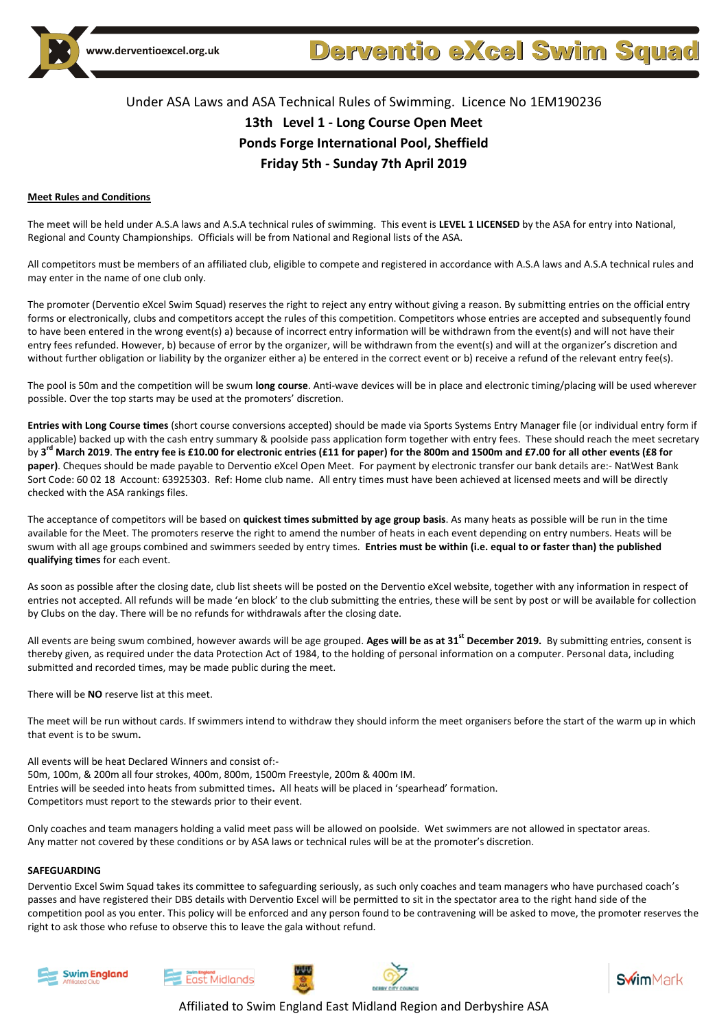www.derventioexcel.org.uk

# Derventio eXcel Swim Squad

Under ASA Laws and ASA Technical Rules of Swimming. Licence No 1EM190236

**13th Level 1 - Long Course Open Meet**

**Ponds Forge International Pool, Sheffield**

**Friday 5th - Sunday 7th April 2019**

**Meet Rules and Conditions**

The meet will be held under A.S.A laws and A.S.A technical rules of swimming. This event is **LEVEL 1 LICENSED** by the ASA for entry into National, Regional and County Championships. Officials will be from National and Regional lists of the ASA.

All competitors must be members of an affiliated club, eligible to compete and registered in accordance with A.S.A laws and A.S.A technical rules and may enter in the name of one club only.

The promoter (Derventio eXcel Swim Squad) reserves the right to reject any entry without giving a reason. By submitting entries on the official entry forms or electronically, clubs and competitors accept the rules of this competition. Competitors whose entries are accepted and subsequently found to have been entered in the wrong event(s) a) because of incorrect entry information will be withdrawn from the event(s) and will not have their entry fees refunded. However, b) because of error by the organizer, will be withdrawn from the event(s) and will at the organizer's discretion and without further obligation or liability by the organizer either a) be entered in the correct event or b) receive a refund of the relevant entry fee(s).

The pool is 50m and the competition will be swum **long course**. Anti-wave devices will be in place and electronic timing/placing will be used wherever possible. Over the top starts may be used at the promoters' discretion.

**Entries with Long Course times** (short course conversions accepted) should be made via Sports Systems Entry Manager file (or individual entry form if applicable) backed up with the cash entry summary & poolside pass application form together with entry fees. These should reach the meet secretary by **3rd March 2019**. **The entry fee is £10.00 for electronic entries (£11 for paper) for the 800m and 1500m and £7.00 for all other events (£8 for paper)**. Cheques should be made payable to Derventio eXcel Open Meet. For payment by electronic transfer our bank details are:- NatWest Bank Sort Code: 60 02 18 Account: 63925303. Ref: Home club name. All entry times must have been achieved at licensed meets and will be directly checked with the ASA rankings files.

The acceptance of competitors will be based on **quickest times submitted by age group basis**. As many heats as possible will be run in the time available for the Meet. The promoters reserve the right to amend the number of heats in each event depending on entry numbers. Heats will be swum with all age groups combined and swimmers seeded by entry times. **Entries must be within (i.e. equal to or faster than) the published qualifying times** for each event.

As soon as possible after the closing date, club list sheets will be posted on the Derventio eXcel website, together with any information in respect of entries not accepted. All refunds will be made 'en block' to the club submitting the entries, these will be sent by post or will be available for collection by Clubs on the day. There will be no refunds for withdrawals after the closing date.

All events are being swum combined, however awards will be age grouped. **Ages will be as at 31st December 2019.** By submitting entries, consent is thereby given, as required under the data Protection Act of 1984, to the holding of personal information on a computer. Personal data, including submitted and recorded times, may be made public during the meet.

There will be **NO** reserve list at this meet.

The meet will be run without cards. If swimmers intend to withdraw they should inform the meet organisers before the start of the warm up in which that event is to be swum**.**

All events will be heat Declared Winners and consist of:-
50m, 100m, & 200m all four strokes, 400m, 800m, 1500m Freestyle, 200m & 400m IM.
Entries will be seeded into heats from submitted times**.** All heats will be placed in 'spearhead' formation.
Competitors must report to the stewards prior to their event.

Only coaches and team managers holding a valid meet pass will be allowed on poolside. Wet swimmers are not allowed in spectator areas.
Any matter not covered by these conditions or by ASA laws or technical rules will be at the promoter's discretion.

**SAFEGUARDING**

Derventio Excel Swim Squad takes its committee to safeguarding seriously, as such only coaches and team managers who have purchased coach's passes and have registered their DBS details with Derventio Excel will be permitted to sit in the spectator area to the right hand side of the competition pool as you enter. This policy will be enforced and any person found to be contravening will be asked to move, the promoter reserves the right to ask those who refuse to observe this to leave the gala without refund.

Affiliated to Swim England East Midland Region and Derbyshire ASA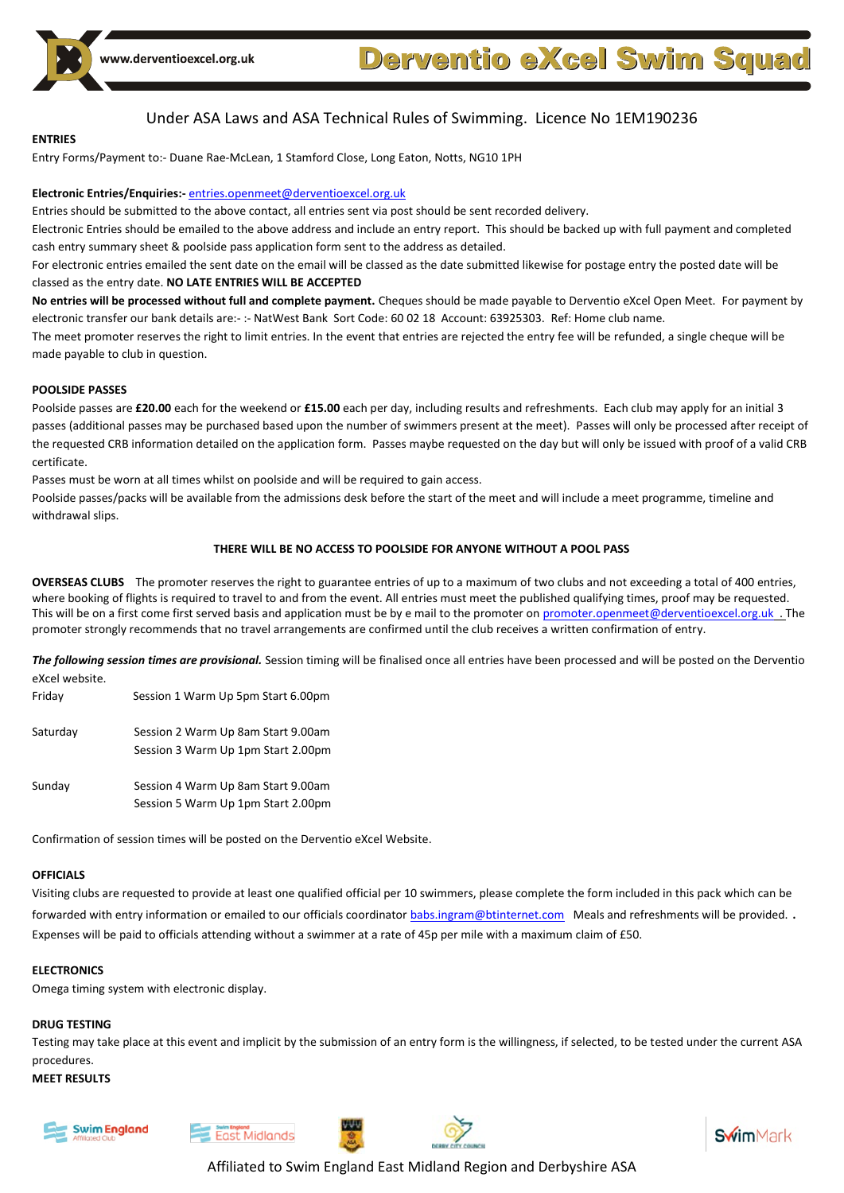Under ASA Laws and ASA Technical Rules of Swimming. Licence No 1EM190236

**ENTRIES**

Entry Forms/Payment to:- Duane Rae-McLean, 1 Stamford Close, Long Eaton, Notts, NG10 1PH

**Electronic Entries/Enquiries:-** entries.openmeet@derventioexcel.org.uk

Entries should be submitted to the above contact, all entries sent via post should be sent recorded delivery.

Electronic Entries should be emailed to the above address and include an entry report. This should be backed up with full payment and completed cash entry summary sheet & poolside pass application form sent to the address as detailed.

For electronic entries emailed the sent date on the email will be classed as the date submitted likewise for postage entry the posted date will be classed as the entry date. **NO LATE ENTRIES WILL BE ACCEPTED**

**No entries will be processed without full and complete payment.** Cheques should be made payable to Derventio eXcel Open Meet. For payment by electronic transfer our bank details are:- :- NatWest Bank Sort Code: 60 02 18 Account: 63925303. Ref: Home club name.

The meet promoter reserves the right to limit entries. In the event that entries are rejected the entry fee will be refunded, a single cheque will be made payable to club in question.

**POOLSIDE PASSES**

Poolside passes are **£20.00** each for the weekend or **£15.00** each per day, including results and refreshments. Each club may apply for an initial 3 passes (additional passes may be purchased based upon the number of swimmers present at the meet). Passes will only be processed after receipt of the requested CRB information detailed on the application form. Passes maybe requested on the day but will only be issued with proof of a valid CRB certificate.

Passes must be worn at all times whilst on poolside and will be required to gain access.

Poolside passes/packs will be available from the admissions desk before the start of the meet and will include a meet programme, timeline and withdrawal slips.

**THERE WILL BE NO ACCESS TO POOLSIDE FOR ANYONE WITHOUT A POOL PASS**

**OVERSEAS CLUBS** The promoter reserves the right to guarantee entries of up to a maximum of two clubs and not exceeding a total of 400 entries, where booking of flights is required to travel to and from the event. All entries must meet the published qualifying times, proof may be requested. This will be on a first come first served basis and application must be by e mail to the promoter on promoter.openmeet@derventioexcel.org.uk . The promoter strongly recommends that no travel arrangements are confirmed until the club receives a written confirmation of entry.

***The following session times are provisional.*** Session timing will be finalised once all entries have been processed and will be posted on the Derventio eXcel website.

| | |
|---|---|
| Friday | Session 1 Warm Up 5pm Start 6.00pm |
| Saturday | Session 2 Warm Up 8am Start 9.00am |
| | Session 3 Warm Up 1pm Start 2.00pm |
| Sunday | Session 4 Warm Up 8am Start 9.00am |
| | Session 5 Warm Up 1pm Start 2.00pm |

Confirmation of session times will be posted on the Derventio eXcel Website.

**OFFICIALS**

Visiting clubs are requested to provide at least one qualified official per 10 swimmers, please complete the form included in this pack which can be forwarded with entry information or emailed to our officials coordinator babs.ingram@btinternet.com Meals and refreshments will be provided. **.**

Expenses will be paid to officials attending without a swimmer at a rate of 45p per mile with a maximum claim of £50.

**ELECTRONICS**

Omega timing system with electronic display.

**DRUG TESTING**

Testing may take place at this event and implicit by the submission of an entry form is the willingness, if selected, to be tested under the current ASA procedures.

**MEET RESULTS**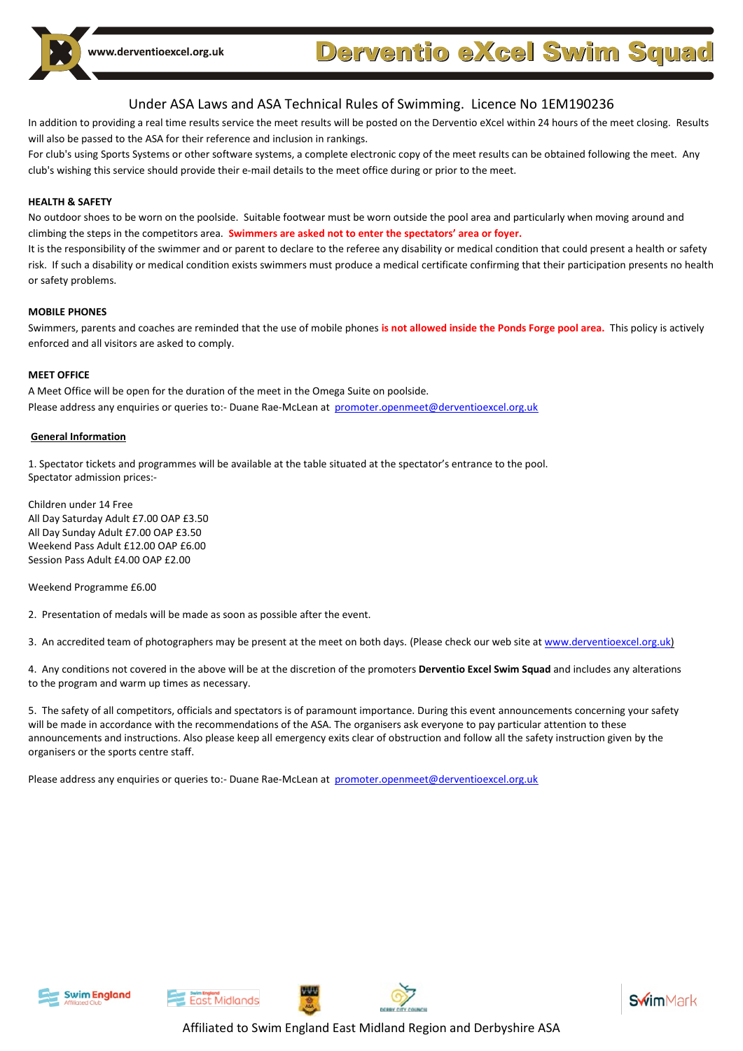Under ASA Laws and ASA Technical Rules of Swimming. Licence No 1EM190236

In addition to providing a real time results service the meet results will be posted on the Derventio eXcel within 24 hours of the meet closing. Results will also be passed to the ASA for their reference and inclusion in rankings.

For club's using Sports Systems or other software systems, a complete electronic copy of the meet results can be obtained following the meet. Any club's wishing this service should provide their e-mail details to the meet office during or prior to the meet.

**HEALTH & SAFETY**

No outdoor shoes to be worn on the poolside. Suitable footwear must be worn outside the pool area and particularly when moving around and climbing the steps in the competitors area. **Swimmers are asked not to enter the spectators' area or foyer.**

It is the responsibility of the swimmer and or parent to declare to the referee any disability or medical condition that could present a health or safety risk. If such a disability or medical condition exists swimmers must produce a medical certificate confirming that their participation presents no health or safety problems.

**MOBILE PHONES**

Swimmers, parents and coaches are reminded that the use of mobile phones **is not allowed inside the Ponds Forge pool area.** This policy is actively enforced and all visitors are asked to comply.

**MEET OFFICE**

A Meet Office will be open for the duration of the meet in the Omega Suite on poolside.

Please address any enquiries or queries to:- Duane Rae-McLean at promoter.openmeet@derventioexcel.org.uk

**General Information**

1. Spectator tickets and programmes will be available at the table situated at the spectator's entrance to the pool.
Spectator admission prices:-

Children under 14 Free
All Day Saturday Adult £7.00 OAP £3.50
All Day Sunday Adult £7.00 OAP £3.50
Weekend Pass Adult £12.00 OAP £6.00
Session Pass Adult £4.00 OAP £2.00

Weekend Programme £6.00

2. Presentation of medals will be made as soon as possible after the event.

3. An accredited team of photographers may be present at the meet on both days. (Please check our web site at www.derventioexcel.org.uk)

4. Any conditions not covered in the above will be at the discretion of the promoters **Derventio Excel Swim Squad** and includes any alterations to the program and warm up times as necessary.

5. The safety of all competitors, officials and spectators is of paramount importance. During this event announcements concerning your safety will be made in accordance with the recommendations of the ASA. The organisers ask everyone to pay particular attention to these announcements and instructions. Also please keep all emergency exits clear of obstruction and follow all the safety instruction given by the organisers or the sports centre staff.

Please address any enquiries or queries to:- Duane Rae-McLean at promoter.openmeet@derventioexcel.org.uk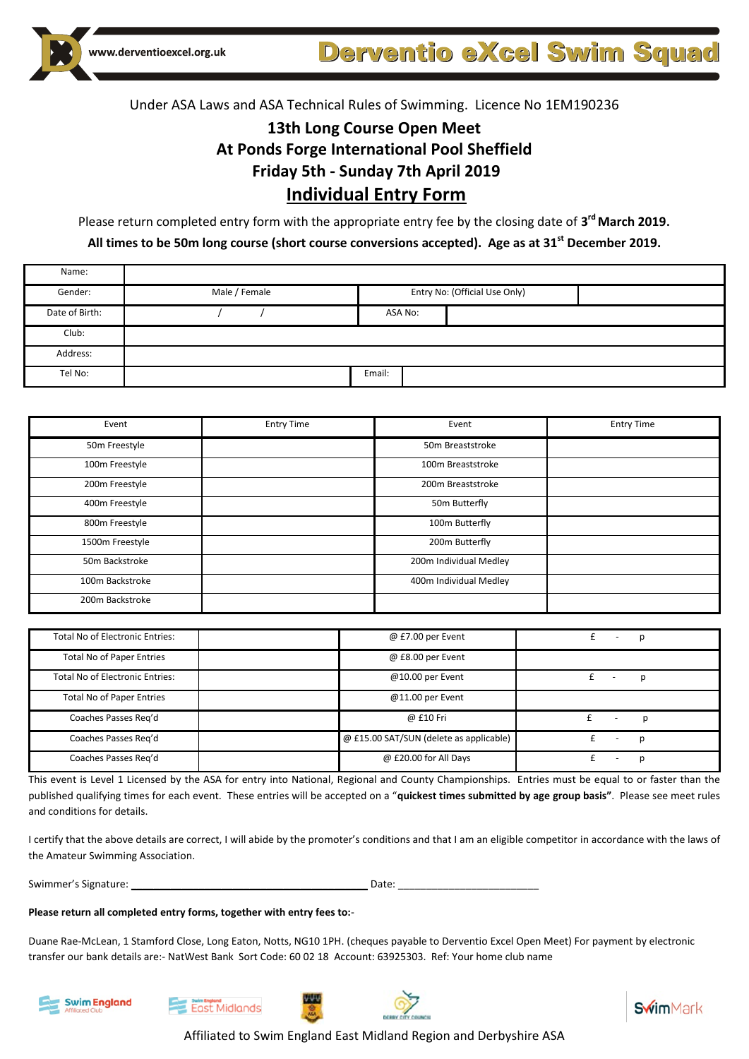www.derventioexcel.org.uk

**Derventio eXcel Swim Squad**

Under ASA Laws and ASA Technical Rules of Swimming. Licence No 1EM190236

# 13th Long Course Open Meet
# At Ponds Forge International Pool Sheffield
# Friday 5th - Sunday 7th April 2019
# Individual Entry Form

Please return completed entry form with the appropriate entry fee by the closing date of **3rd March 2019.**

**All times to be 50m long course (short course conversions accepted). Age as at 31st December 2019.**

| Name: | | | | |
|---|---|---|---|---|
| Gender: | Male / Female | Entry No: (Official Use Only) | | |
| Date of Birth: | / / | ASA No: | | |
| Club: | | | | |
| Address: | | | | |
| Tel No: | | Email: | | |

| Event | Entry Time | Event | Entry Time |
|---|---|---|---|
| 50m Freestyle | | 50m Breaststroke | |
| 100m Freestyle | | 100m Breaststroke | |
| 200m Freestyle | | 200m Breaststroke | |
| 400m Freestyle | | 50m Butterfly | |
| 800m Freestyle | | 100m Butterfly | |
| 1500m Freestyle | | 200m Butterfly | |
| 50m Backstroke | | 200m Individual Medley | |
| 100m Backstroke | | 400m Individual Medley | |
| 200m Backstroke | | | |

| | | | |
|---|---|---|---|
| Total No of Electronic Entries: | | @ £7.00 per Event | £ - p |
| Total No of Paper Entries | | @ £8.00 per Event | |
| Total No of Electronic Entries: | | @10.00 per Event | £ - p |
| Total No of Paper Entries | | @11.00 per Event | |
| Coaches Passes Req'd | | @ £10 Fri | £ - p |
| Coaches Passes Req'd | | @ £15.00 SAT/SUN (delete as applicable) | £ - p |
| Coaches Passes Req'd | | @ £20.00 for All Days | £ - p |

This event is Level 1 Licensed by the ASA for entry into National, Regional and County Championships. Entries must be equal to or faster than the published qualifying times for each event. These entries will be accepted on a "**quickest times submitted by age group basis"**. Please see meet rules and conditions for details.

I certify that the above details are correct, I will abide by the promoter's conditions and that I am an eligible competitor in accordance with the laws of the Amateur Swimming Association.

Swimmer's Signature: ________________________________________ Date: ________________________

**Please return all completed entry forms, together with entry fees to:**-

Duane Rae-McLean, 1 Stamford Close, Long Eaton, Notts, NG10 1PH. (cheques payable to Derventio Excel Open Meet) For payment by electronic transfer our bank details are:- NatWest Bank Sort Code: 60 02 18 Account: 63925303. Ref: Your home club name

Affiliated to Swim England East Midland Region and Derbyshire ASA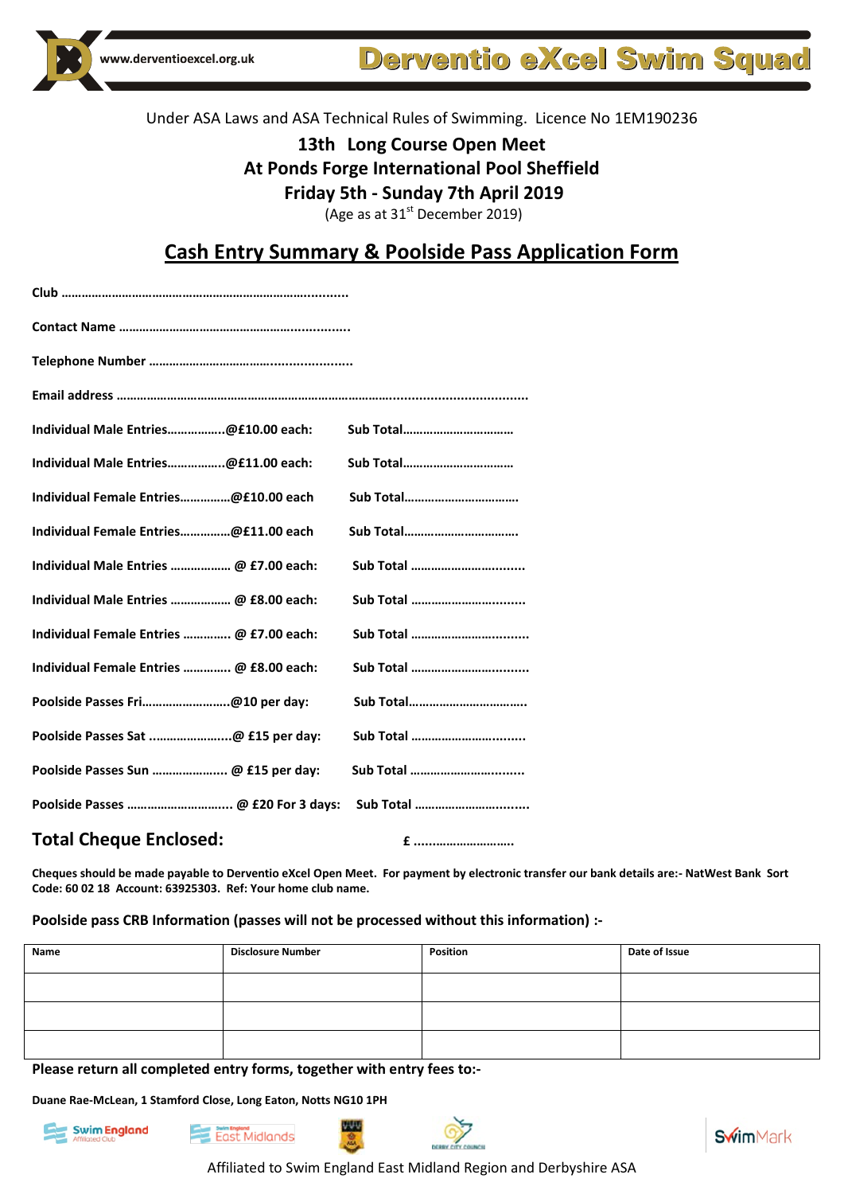www.derventioexcel.org.uk

# Derventio eXcel Swim Squad

Under ASA Laws and ASA Technical Rules of Swimming. Licence No 1EM190236

**13th Long Course Open Meet**
**At Ponds Forge International Pool Sheffield**
**Friday 5th - Sunday 7th April 2019**
(Age as at 31st December 2019)

## Cash Entry Summary & Poolside Pass Application Form

**Club** ……………………………………………………………………..........

**Contact Name** ……………………………………………………...............

**Telephone Number** ……………………………….....................

**Email address** ……………………………………………………………………..................................

**Individual Male Entries……………..@£10.00 each:** **Sub Total……………………………**

**Individual Male Entries……………..@£11.00 each:** **Sub Total……………………………**

**Individual Female Entries……………@£10.00 each** **Sub Total…………………………….**

**Individual Female Entries……………@£11.00 each** **Sub Total…………………………….**

**Individual Male Entries ……………… @ £7.00 each:** **Sub Total …………………….........**

**Individual Male Entries ……………… @ £8.00 each:** **Sub Total …………………….........**

**Individual Female Entries …………. @ £7.00 each:** **Sub Total …………………….........**

**Individual Female Entries …………. @ £8.00 each:** **Sub Total …………………….........**

**Poolside Passes Fri……………………..@10 per day:** **Sub Total…………………………….**

**Poolside Passes Sat ……………………@ £15 per day:** **Sub Total …………………….........**

**Poolside Passes Sun ………………… @ £15 per day:** **Sub Total …………………….........**

**Poolside Passes ………………………… @ £20 For 3 days:** **Sub Total …………………….........**

### Total Cheque Enclosed: £ ……………………….

**Cheques should be made payable to Derventio eXcel Open Meet. For payment by electronic transfer our bank details are:- NatWest Bank Sort Code: 60 02 18 Account: 63925303. Ref: Your home club name.**

**Poolside pass CRB Information (passes will not be processed without this information) :-**

| Name | Disclosure Number | Position | Date of Issue |
|---|---|---|---|
| | | | |
| | | | |
| | | | |

**Please return all completed entry forms, together with entry fees to:-**

**Duane Rae-McLean, 1 Stamford Close, Long Eaton, Notts NG10 1PH**

Affiliated to Swim England East Midland Region and Derbyshire ASA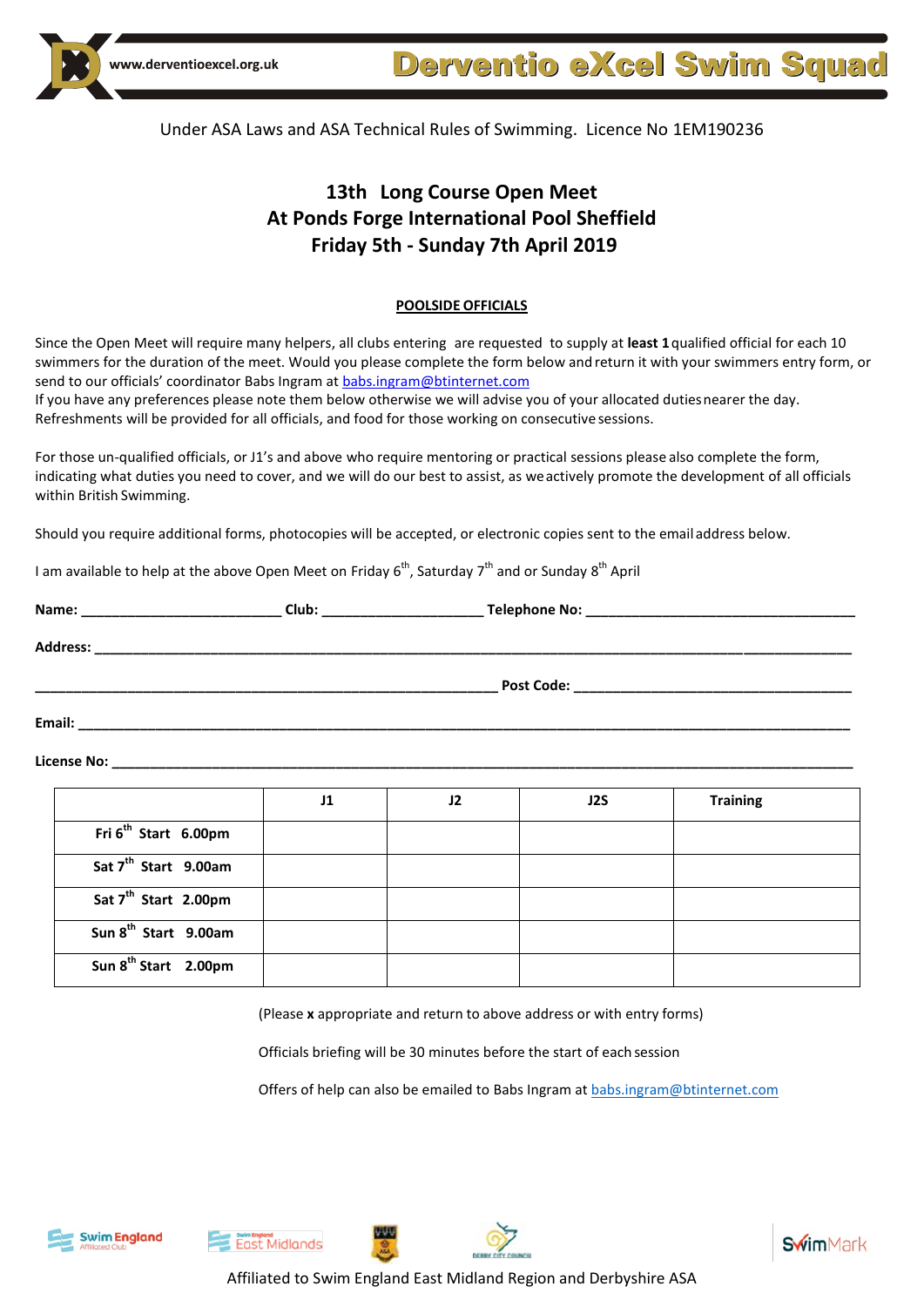www.derventioexcel.org.uk

**Derventio eXcel Swim Squad**

Under ASA Laws and ASA Technical Rules of Swimming. Licence No 1EM190236

# 13th Long Course Open Meet
# At Ponds Forge International Pool Sheffield
# Friday 5th - Sunday 7th April 2019

**POOLSIDE OFFICIALS**

Since the Open Meet will require many helpers, all clubs entering are requested to supply at **least 1** qualified official for each 10 swimmers for the duration of the meet. Would you please complete the form below and return it with your swimmers entry form, or send to our officials' coordinator Babs Ingram at babs.ingram@btinternet.com
If you have any preferences please note them below otherwise we will advise you of your allocated duties nearer the day. Refreshments will be provided for all officials, and food for those working on consecutive sessions.

For those un-qualified officials, or J1's and above who require mentoring or practical sessions please also complete the form, indicating what duties you need to cover, and we will do our best to assist, as we actively promote the development of all officials within British Swimming.

Should you require additional forms, photocopies will be accepted, or electronic copies sent to the email address below.

I am available to help at the above Open Meet on Friday 6th, Saturday 7th and or Sunday 8th April

**Name:** ________________________ **Club:** ____________________ **Telephone No:** ________________________________

**Address:** ________________________________________________________________________________________

________________________________________________________ **Post Code:** ________________________________

**Email:** __________________________________________________________________________________________

**License No:** ______________________________________________________________________________________

| | J1 | J2 | J2S | Training |
|---|---|---|---|---|
| **Fri 6th Start 6.00pm** | | | | |
| **Sat 7th Start 9.00am** | | | | |
| **Sat 7th Start 2.00pm** | | | | |
| **Sun 8th Start 9.00am** | | | | |
| **Sun 8th Start 2.00pm** | | | | |

(Please **x** appropriate and return to above address or with entry forms)

Officials briefing will be 30 minutes before the start of each session

Offers of help can also be emailed to Babs Ingram at babs.ingram@btinternet.com

Affiliated to Swim England East Midland Region and Derbyshire ASA